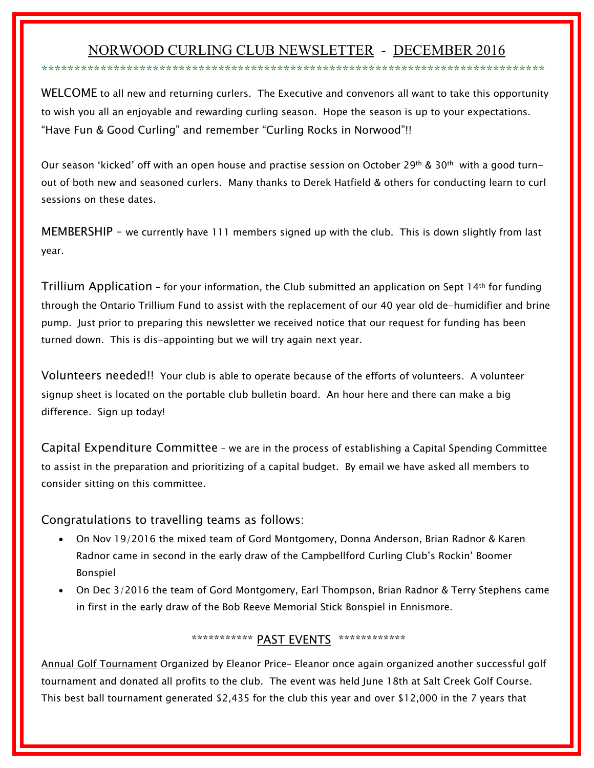# NORWOOD CURLING CLUB NEWSLETTER - DECEMBER 2016

*********************************************************************************

WELCOME to all new and returning curlers. The Executive and convenors all want to take this opportunity to wish you all an enjoyable and rewarding curling season. Hope the season is up to your expectations. "Have Fun & Good Curling" and remember "Curling Rocks in Norwood"!!

Our season 'kicked' off with an open house and practise session on October 29th & 30th with a good turn-out of both new and seasoned curlers. Many thanks to Derek Hatfield & others for conducting learn to curl sessions on these dates.

MEMBERSHIP – we currently have 111 members signed up with the club. This is down slightly from last year.

Trillium Application – for your information, the Club submitted an application on Sept 14th for funding through the Ontario Trillium Fund to assist with the replacement of our 40 year old de-humidifier and brine pump. Just prior to preparing this newsletter we received notice that our request for funding has been turned down. This is dis-appointing but we will try again next year.

Volunteers needed!! Your club is able to operate because of the efforts of volunteers. A volunteer signup sheet is located on the portable club bulletin board. An hour here and there can make a big difference. Sign up today!

Capital Expenditure Committee – we are in the process of establishing a Capital Spending Committee to assist in the preparation and prioritizing of a capital budget. By email we have asked all members to consider sitting on this committee.

Congratulations to travelling teams as follows:

- On Nov 19/2016 the mixed team of Gord Montgomery, Donna Anderson, Brian Radnor & Karen Radnor came in second in the early draw of the Campbellford Curling Club's Rockin' Boomer Bonspiel
- On Dec 3/2016 the team of Gord Montgomery, Earl Thompson, Brian Radnor & Terry Stephens came in first in the early draw of the Bob Reeve Memorial Stick Bonspiel in Ennismore.

## *********** PAST EVENTS ************

Annual Golf Tournament Organized by Eleanor Price– Eleanor once again organized another successful golf tournament and donated all profits to the club. The event was held June 18th at Salt Creek Golf Course. This best ball tournament generated $2,435 for the club this year and over $12,000 in the 7 years that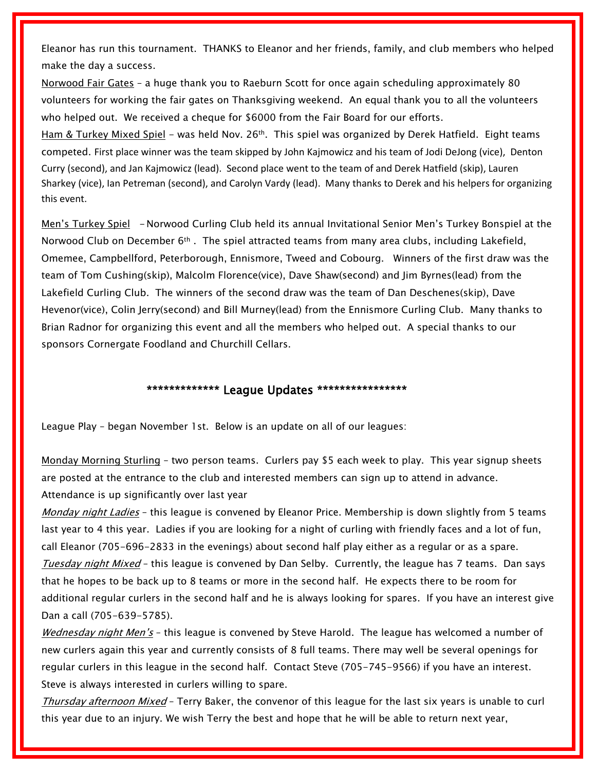Eleanor has run this tournament. THANKS to Eleanor and her friends, family, and club members who helped make the day a success.

Norwood Fair Gates – a huge thank you to Raeburn Scott for once again scheduling approximately 80 volunteers for working the fair gates on Thanksgiving weekend. An equal thank you to all the volunteers who helped out. We received a cheque for $6000 from the Fair Board for our efforts.

Ham & Turkey Mixed Spiel – was held Nov. 26th. This spiel was organized by Derek Hatfield. Eight teams competed. First place winner was the team skipped by John Kajmowicz and his team of Jodi DeJong (vice), Denton Curry (second), and Jan Kajmowicz (lead). Second place went to the team of and Derek Hatfield (skip), Lauren Sharkey (vice), Ian Petreman (second), and Carolyn Vardy (lead). Many thanks to Derek and his helpers for organizing this event.

Men's Turkey Spiel – Norwood Curling Club held its annual Invitational Senior Men's Turkey Bonspiel at the Norwood Club on December 6th . The spiel attracted teams from many area clubs, including Lakefield, Omemee, Campbellford, Peterborough, Ennismore, Tweed and Cobourg. Winners of the first draw was the team of Tom Cushing(skip), Malcolm Florence(vice), Dave Shaw(second) and Jim Byrnes(lead) from the Lakefield Curling Club. The winners of the second draw was the team of Dan Deschenes(skip), Dave Hevenor(vice), Colin Jerry(second) and Bill Murney(lead) from the Ennismore Curling Club. Many thanks to Brian Radnor for organizing this event and all the members who helped out. A special thanks to our sponsors Cornergate Foodland and Churchill Cellars.

## ************* League Updates ****************

League Play – began November 1st. Below is an update on all of our leagues:

Monday Morning Sturling – two person teams. Curlers pay $5 each week to play. This year signup sheets are posted at the entrance to the club and interested members can sign up to attend in advance. Attendance is up significantly over last year

*Monday night Ladies* – this league is convened by Eleanor Price. Membership is down slightly from 5 teams last year to 4 this year. Ladies if you are looking for a night of curling with friendly faces and a lot of fun, call Eleanor (705-696-2833 in the evenings) about second half play either as a regular or as a spare.

*Tuesday night Mixed* – this league is convened by Dan Selby. Currently, the league has 7 teams. Dan says that he hopes to be back up to 8 teams or more in the second half. He expects there to be room for additional regular curlers in the second half and he is always looking for spares. If you have an interest give Dan a call (705-639-5785).

*Wednesday night Men's* – this league is convened by Steve Harold. The league has welcomed a number of new curlers again this year and currently consists of 8 full teams. There may well be several openings for regular curlers in this league in the second half. Contact Steve (705-745-9566) if you have an interest. Steve is always interested in curlers willing to spare.

*Thursday afternoon Mixed* – Terry Baker, the convenor of this league for the last six years is unable to curl this year due to an injury. We wish Terry the best and hope that he will be able to return next year,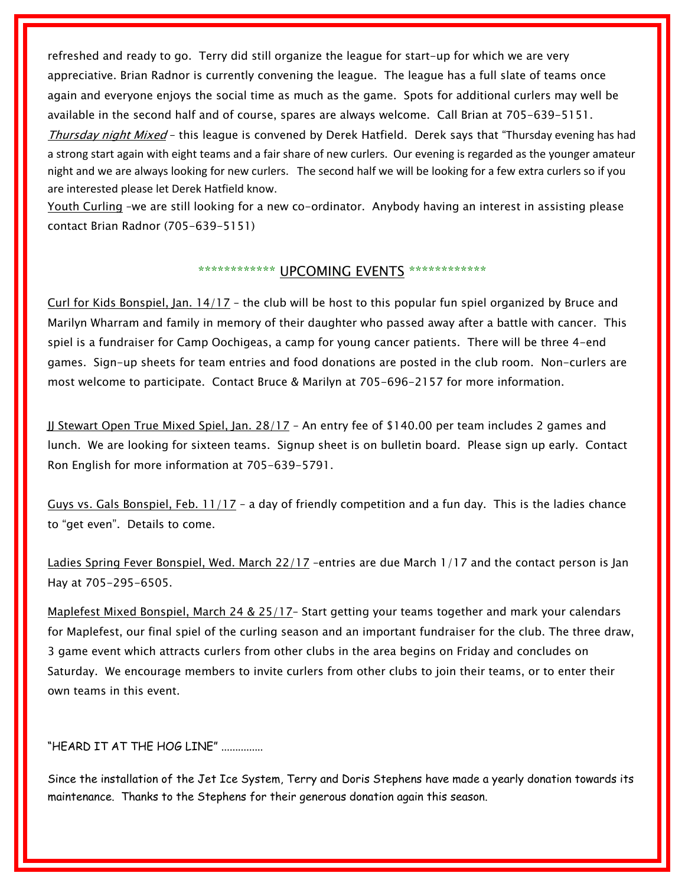refreshed and ready to go. Terry did still organize the league for start-up for which we are very appreciative. Brian Radnor is currently convening the league. The league has a full slate of teams once again and everyone enjoys the social time as much as the game. Spots for additional curlers may well be available in the second half and of course, spares are always welcome. Call Brian at 705-639-5151.

*Thursday night Mixed* – this league is convened by Derek Hatfield. Derek says that "Thursday evening has had a strong start again with eight teams and a fair share of new curlers. Our evening is regarded as the younger amateur night and we are always looking for new curlers. The second half we will be looking for a few extra curlers so if you are interested please let Derek Hatfield know.

Youth Curling –we are still looking for a new co-ordinator. Anybody having an interest in assisting please contact Brian Radnor (705-639-5151)

## ************ UPCOMING EVENTS ************

Curl for Kids Bonspiel, Jan. 14/17 – the club will be host to this popular fun spiel organized by Bruce and Marilyn Wharram and family in memory of their daughter who passed away after a battle with cancer. This spiel is a fundraiser for Camp Oochigeas, a camp for young cancer patients. There will be three 4-end games. Sign-up sheets for team entries and food donations are posted in the club room. Non-curlers are most welcome to participate. Contact Bruce & Marilyn at 705-696-2157 for more information.

JJ Stewart Open True Mixed Spiel, Jan. 28/17 – An entry fee of $140.00 per team includes 2 games and lunch. We are looking for sixteen teams. Signup sheet is on bulletin board. Please sign up early. Contact Ron English for more information at 705-639-5791.

Guys vs. Gals Bonspiel, Feb. 11/17 – a day of friendly competition and a fun day. This is the ladies chance to "get even". Details to come.

Ladies Spring Fever Bonspiel, Wed. March 22/17 –entries are due March 1/17 and the contact person is Jan Hay at 705-295-6505.

Maplefest Mixed Bonspiel, March 24 & 25/17– Start getting your teams together and mark your calendars for Maplefest, our final spiel of the curling season and an important fundraiser for the club. The three draw, 3 game event which attracts curlers from other clubs in the area begins on Friday and concludes on Saturday. We encourage members to invite curlers from other clubs to join their teams, or to enter their own teams in this event.

"HEARD IT AT THE HOG LINE" ……………

Since the installation of the Jet Ice System, Terry and Doris Stephens have made a yearly donation towards its maintenance. Thanks to the Stephens for their generous donation again this season.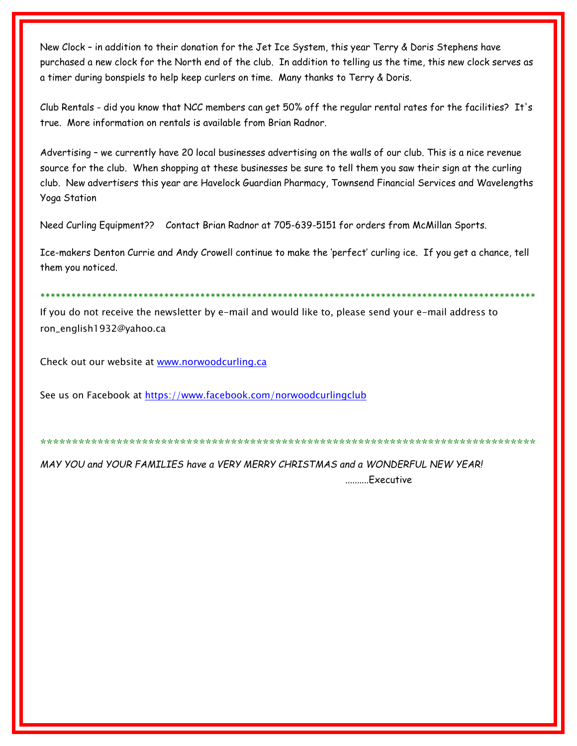New Clock – in addition to their donation for the Jet Ice System, this year Terry & Doris Stephens have purchased a new clock for the North end of the club. In addition to telling us the time, this new clock serves as a timer during bonspiels to help keep curlers on time. Many thanks to Terry & Doris.

Club Rentals - did you know that NCC members can get 50% off the regular rental rates for the facilities? It's true. More information on rentals is available from Brian Radnor.

Advertising – we currently have 20 local businesses advertising on the walls of our club. This is a nice revenue source for the club. When shopping at these businesses be sure to tell them you saw their sign at the curling club. New advertisers this year are Havelock Guardian Pharmacy, Townsend Financial Services and Wavelengths Yoga Station

Need Curling Equipment?? Contact Brian Radnor at 705-639-5151 for orders from McMillan Sports.

Ice-makers Denton Currie and Andy Crowell continue to make the 'perfect' curling ice. If you get a chance, tell them you noticed.

\*\*\*\*\*\*\*\*\*\*\*\*\*\*\*\*\*\*\*\*\*\*\*\*\*\*\*\*\*\*\*\*\*\*\*\*\*\*\*\*\*\*\*\*\*\*\*\*\*\*\*\*\*\*\*\*\*\*\*\*\*\*\*\*\*\*\*\*\*\*\*\*\*\*\*\*\*\*\*\*\*\*\*\*\*\*\*\*\*\*\*\*\*\*\*\*\*\*\*\*

If you do not receive the newsletter by e-mail and would like to, please send your e-mail address to ron_english1932@yahoo.ca

Check out our website at [www.norwoodcurling.ca](http://www.norwoodcurling.ca)

See us on Facebook at [https://www.facebook.com/norwoodcurlingclub](https://www.facebook.com/norwoodcurlingclub)

\*\*\*\*\*\*\*\*\*\*\*\*\*\*\*\*\*\*\*\*\*\*\*\*\*\*\*\*\*\*\*\*\*\*\*\*\*\*\*\*\*\*\*\*\*\*\*\*\*\*\*\*\*\*\*\*\*\*\*\*\*\*\*\*\*\*\*\*\*\*\*\*\*\*\*\*\*\*\*\*\*\*\*\*

*MAY YOU and YOUR FAMILIES have a VERY MERRY CHRISTMAS and a WONDERFUL NEW YEAR!*

..........Executive